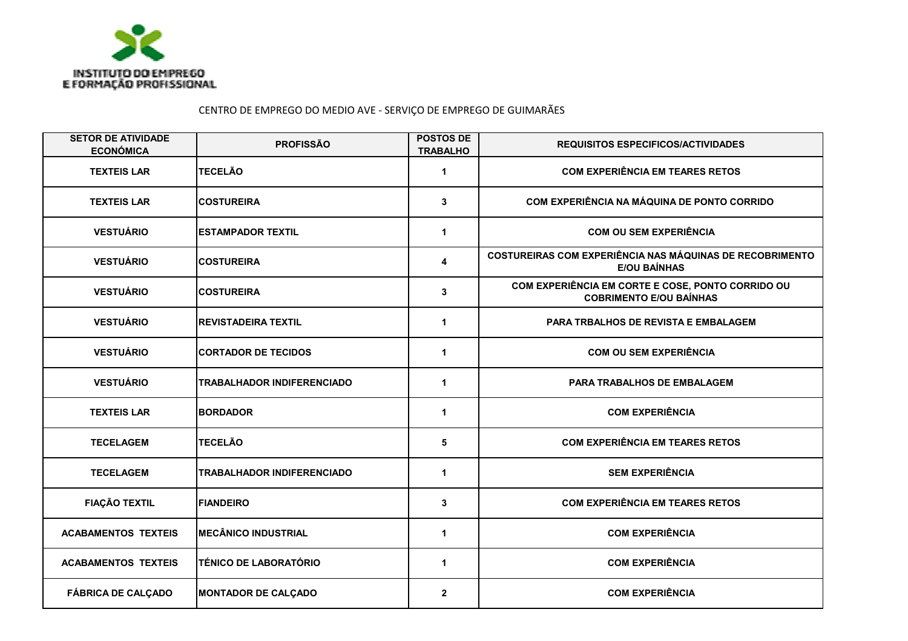INSTITUTO DO EMPREGO E FORMAÇÃO PROFISSIONAL

CENTRO DE EMPREGO DO MEDIO AVE - SERVIÇO DE EMPREGO DE GUIMARÃES

| SETOR DE ATIVIDADE ECONÓMICA | PROFISSÃO | POSTOS DE TRABALHO | REQUISITOS ESPECIFICOS/ACTIVIDADES |
|---|---|---|---|
| TEXTEIS LAR | TECELÃO | 1 | COM EXPERIÊNCIA EM TEARES RETOS |
| TEXTEIS LAR | COSTUREIRA | 3 | COM EXPERIÊNCIA NA MÁQUINA DE PONTO CORRIDO |
| VESTUÁRIO | ESTAMPADOR TEXTIL | 1 | COM OU SEM EXPERIÊNCIA |
| VESTUÁRIO | COSTUREIRA | 4 | COSTUREIRAS COM EXPERIÊNCIA NAS MÁQUINAS DE RECOBRIMENTO E/OU BAÍNHAS |
| VESTUÁRIO | COSTUREIRA | 3 | COM EXPERIÊNCIA EM CORTE E COSE, PONTO CORRIDO OU COBRIMENTO E/OU BAÍNHAS |
| VESTUÁRIO | REVISTADEIRA TEXTIL | 1 | PARA TRBALHOS DE REVISTA E EMBALAGEM |
| VESTUÁRIO | CORTADOR DE TECIDOS | 1 | COM OU SEM EXPERIÊNCIA |
| VESTUÁRIO | TRABALHADOR INDIFERENCIADO | 1 | PARA TRABALHOS DE EMBALAGEM |
| TEXTEIS LAR | BORDADOR | 1 | COM EXPERIÊNCIA |
| TECELAGEM | TECELÃO | 5 | COM EXPERIÊNCIA EM TEARES RETOS |
| TECELAGEM | TRABALHADOR INDIFERENCIADO | 1 | SEM EXPERIÊNCIA |
| FIAÇÃO TEXTIL | FIANDEIRO | 3 | COM EXPERIÊNCIA EM TEARES RETOS |
| ACABAMENTOS TEXTEIS | MECÂNICO INDUSTRIAL | 1 | COM EXPERIÊNCIA |
| ACABAMENTOS TEXTEIS | TÉNICO DE LABORATÓRIO | 1 | COM EXPERIÊNCIA |
| FÁBRICA DE CALÇADO | MONTADOR DE CALÇADO | 2 | COM EXPERIÊNCIA |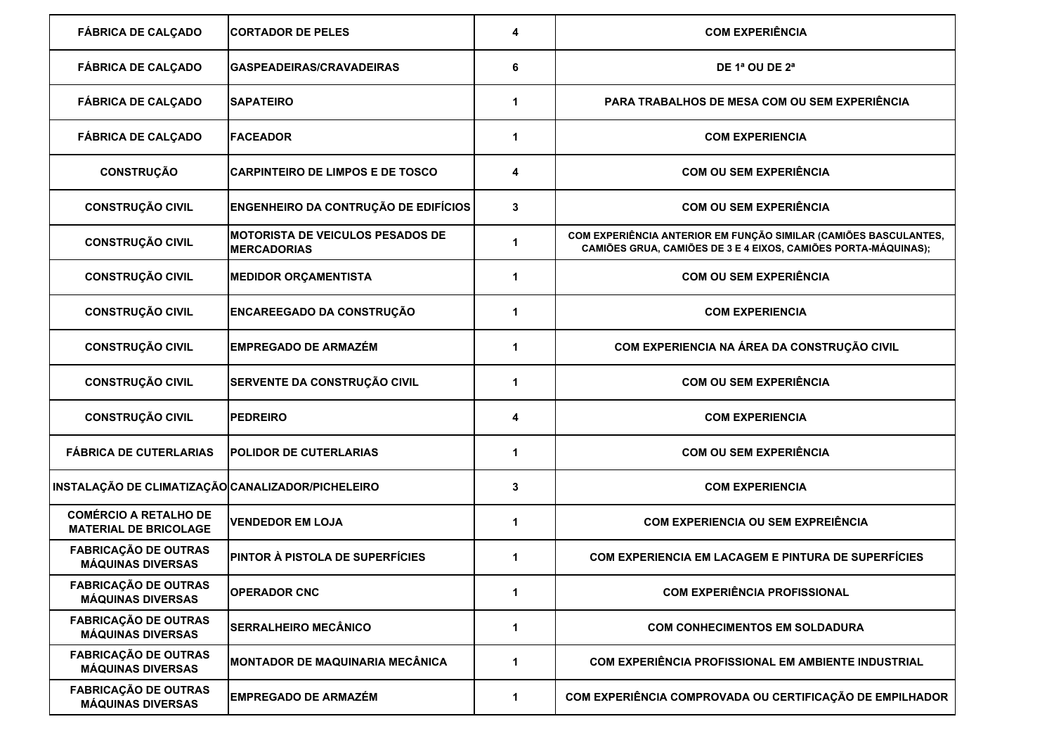| FÁBRICA DE CALÇADO | CORTADOR DE PELES | 4 | COM EXPERIÊNCIA |
|---|---|---|---|
| FÁBRICA DE CALÇADO | GASPEADEIRAS/CRAVADEIRAS | 6 | DE 1ª OU DE 2ª |
| FÁBRICA DE CALÇADO | SAPATEIRO | 1 | PARA TRABALHOS DE MESA COM OU SEM EXPERIÊNCIA |
| FÁBRICA DE CALÇADO | FACEADOR | 1 | COM EXPERIENCIA |
| CONSTRUÇÃO | CARPINTEIRO DE LIMPOS E DE TOSCO | 4 | COM OU SEM EXPERIÊNCIA |
| CONSTRUÇÃO CIVIL | ENGENHEIRO DA CONTRUÇÃO DE EDIFÍCIOS | 3 | COM OU SEM EXPERIÊNCIA |
| CONSTRUÇÃO CIVIL | MOTORISTA DE VEICULOS PESADOS DE MERCADORIAS | 1 | COM EXPERIÊNCIA ANTERIOR EM FUNÇÃO SIMILAR (CAMIÕES BASCULANTES, CAMIÕES GRUA, CAMIÕES DE 3 E 4 EIXOS, CAMIÕES PORTA-MÁQUINAS); |
| CONSTRUÇÃO CIVIL | MEDIDOR ORÇAMENTISTA | 1 | COM OU SEM EXPERIÊNCIA |
| CONSTRUÇÃO CIVIL | ENCAREEGADO DA CONSTRUÇÃO | 1 | COM EXPERIENCIA |
| CONSTRUÇÃO CIVIL | EMPREGADO DE ARMAZÉM | 1 | COM EXPERIENCIA NA ÁREA DA CONSTRUÇÃO CIVIL |
| CONSTRUÇÃO CIVIL | SERVENTE DA CONSTRUÇÃO CIVIL | 1 | COM OU SEM EXPERIÊNCIA |
| CONSTRUÇÃO CIVIL | PEDREIRO | 4 | COM EXPERIENCIA |
| FÁBRICA DE CUTERLARIAS | POLIDOR DE CUTERLARIAS | 1 | COM OU SEM EXPERIÊNCIA |
| INSTALAÇÃO DE CLIMATIZAÇÃO | CANALIZADOR/PICHELEIRO | 3 | COM EXPERIENCIA |
| COMÉRCIO A RETALHO DE MATERIAL DE BRICOLAGE | VENDEDOR EM LOJA | 1 | COM EXPERIENCIA OU SEM EXPREIÊNCIA |
| FABRICAÇÃO DE OUTRAS MÁQUINAS DIVERSAS | PINTOR À PISTOLA DE SUPERFÍCIES | 1 | COM EXPERIENCIA EM LACAGEM E PINTURA DE SUPERFÍCIES |
| FABRICAÇÃO DE OUTRAS MÁQUINAS DIVERSAS | OPERADOR CNC | 1 | COM EXPERIÊNCIA PROFISSIONAL |
| FABRICAÇÃO DE OUTRAS MÁQUINAS DIVERSAS | SERRALHEIRO MECÂNICO | 1 | COM CONHECIMENTOS EM SOLDADURA |
| FABRICAÇÃO DE OUTRAS MÁQUINAS DIVERSAS | MONTADOR DE MAQUINARIA MECÂNICA | 1 | COM EXPERIÊNCIA PROFISSIONAL EM AMBIENTE INDUSTRIAL |
| FABRICAÇÃO DE OUTRAS MÁQUINAS DIVERSAS | EMPREGADO DE ARMAZÉM | 1 | COM EXPERIÊNCIA COMPROVADA OU CERTIFICAÇÃO DE EMPILHADOR |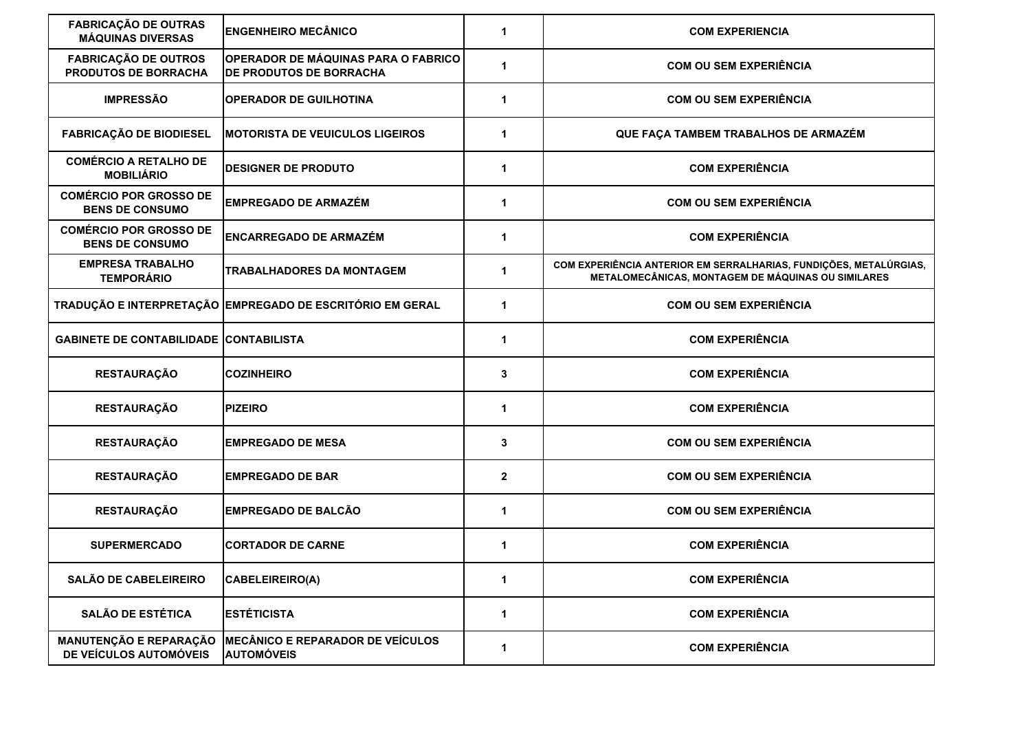| | | | |
|---|---|---|---|
| FABRICAÇÃO DE OUTRAS MÁQUINAS DIVERSAS | ENGENHEIRO MECÂNICO | 1 | COM EXPERIENCIA |
| FABRICAÇÃO DE OUTROS PRODUTOS DE BORRACHA | OPERADOR DE MÁQUINAS PARA O FABRICO DE PRODUTOS DE BORRACHA | 1 | COM OU SEM EXPERIÊNCIA |
| IMPRESSÃO | OPERADOR DE GUILHOTINA | 1 | COM OU SEM EXPERIÊNCIA |
| FABRICAÇÃO DE BIODIESEL | MOTORISTA DE VEUICULOS LIGEIROS | 1 | QUE FAÇA TAMBEM TRABALHOS DE ARMAZÉM |
| COMÉRCIO A RETALHO DE MOBILIÁRIO | DESIGNER DE PRODUTO | 1 | COM EXPERIÊNCIA |
| COMÉRCIO POR GROSSO DE BENS DE CONSUMO | EMPREGADO DE ARMAZÉM | 1 | COM OU SEM EXPERIÊNCIA |
| COMÉRCIO POR GROSSO DE BENS DE CONSUMO | ENCARREGADO DE ARMAZÉM | 1 | COM EXPERIÊNCIA |
| EMPRESA TRABALHO TEMPORÁRIO | TRABALHADORES DA MONTAGEM | 1 | COM EXPERIÊNCIA ANTERIOR EM SERRALHARIAS, FUNDIÇÕES, METALÚRGIAS, METALOMECÂNICAS, MONTAGEM DE MÁQUINAS OU SIMILARES |
| TRADUÇÃO E INTERPRETAÇÃO | EMPREGADO DE ESCRITÓRIO EM GERAL | 1 | COM OU SEM EXPERIÊNCIA |
| GABINETE DE CONTABILIDADE | CONTABILISTA | 1 | COM EXPERIÊNCIA |
| RESTAURAÇÃO | COZINHEIRO | 3 | COM EXPERIÊNCIA |
| RESTAURAÇÃO | PIZEIRO | 1 | COM EXPERIÊNCIA |
| RESTAURAÇÃO | EMPREGADO DE MESA | 3 | COM OU SEM EXPERIÊNCIA |
| RESTAURAÇÃO | EMPREGADO DE BAR | 2 | COM OU SEM EXPERIÊNCIA |
| RESTAURAÇÃO | EMPREGADO DE BALCÃO | 1 | COM OU SEM EXPERIÊNCIA |
| SUPERMERCADO | CORTADOR DE CARNE | 1 | COM EXPERIÊNCIA |
| SALÃO DE CABELEIREIRO | CABELEIREIRO(A) | 1 | COM EXPERIÊNCIA |
| SALÃO DE ESTÉTICA | ESTÉTICISTA | 1 | COM EXPERIÊNCIA |
| MANUTENÇÃO E REPARAÇÃO DE VEÍCULOS AUTOMÓVEIS | MECÂNICO E REPARADOR DE VEÍCULOS AUTOMÓVEIS | 1 | COM EXPERIÊNCIA |